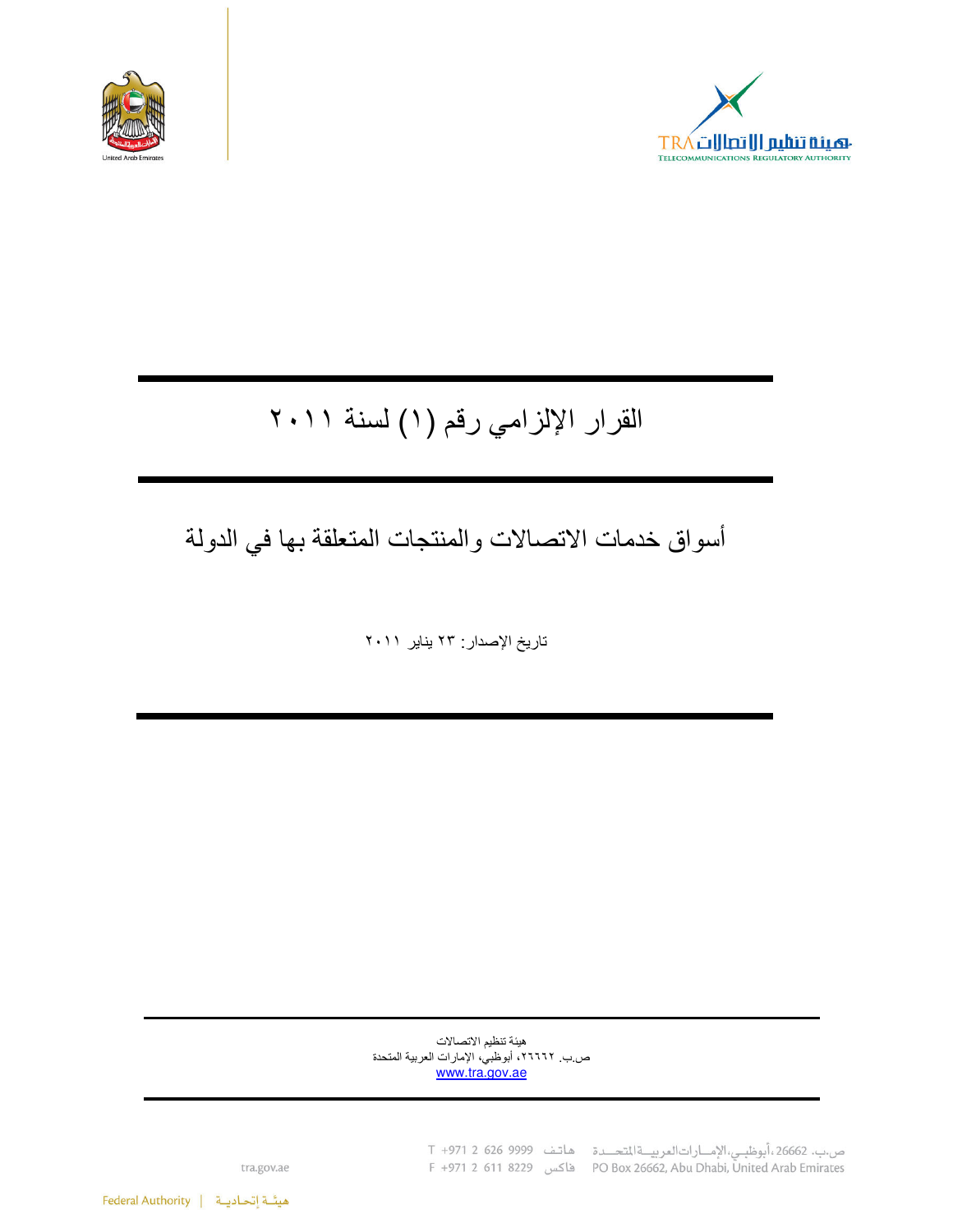# القرار الإلزامي رقم (١) لسنة ٢٠١١

## أسواق خدمات الاتصالات والمنتجات المتعلقة بها في الدولة

تاريخ الإصدار: ٢٣ يناير ٢٠١١

هيئة تنظيم الاتصالات
ص.ب. ٢٦٦٦٢، أبوظبي، الإمارات العربية المتحدة
www.tra.gov.ae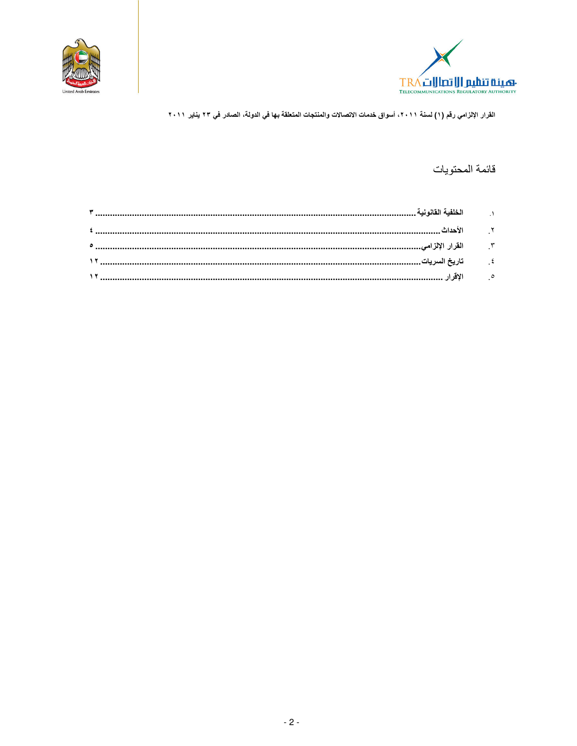القرار الإلزامي رقم (١) لسنة ٢٠١١، أسواق خدمات الاتصالات والمنتجات المتعلقة بها في الدولة، الصادر في ٢٣ يناير ٢٠١١

## قائمة المحتويات

١. الخلفية القانونية ........ ٣
٢. الأحداث ........ ٤
٣. القرار الإلزامي ........ ٥
٤. تاريخ السريات ........ ١٢
٥. الإقرار ........ ١٢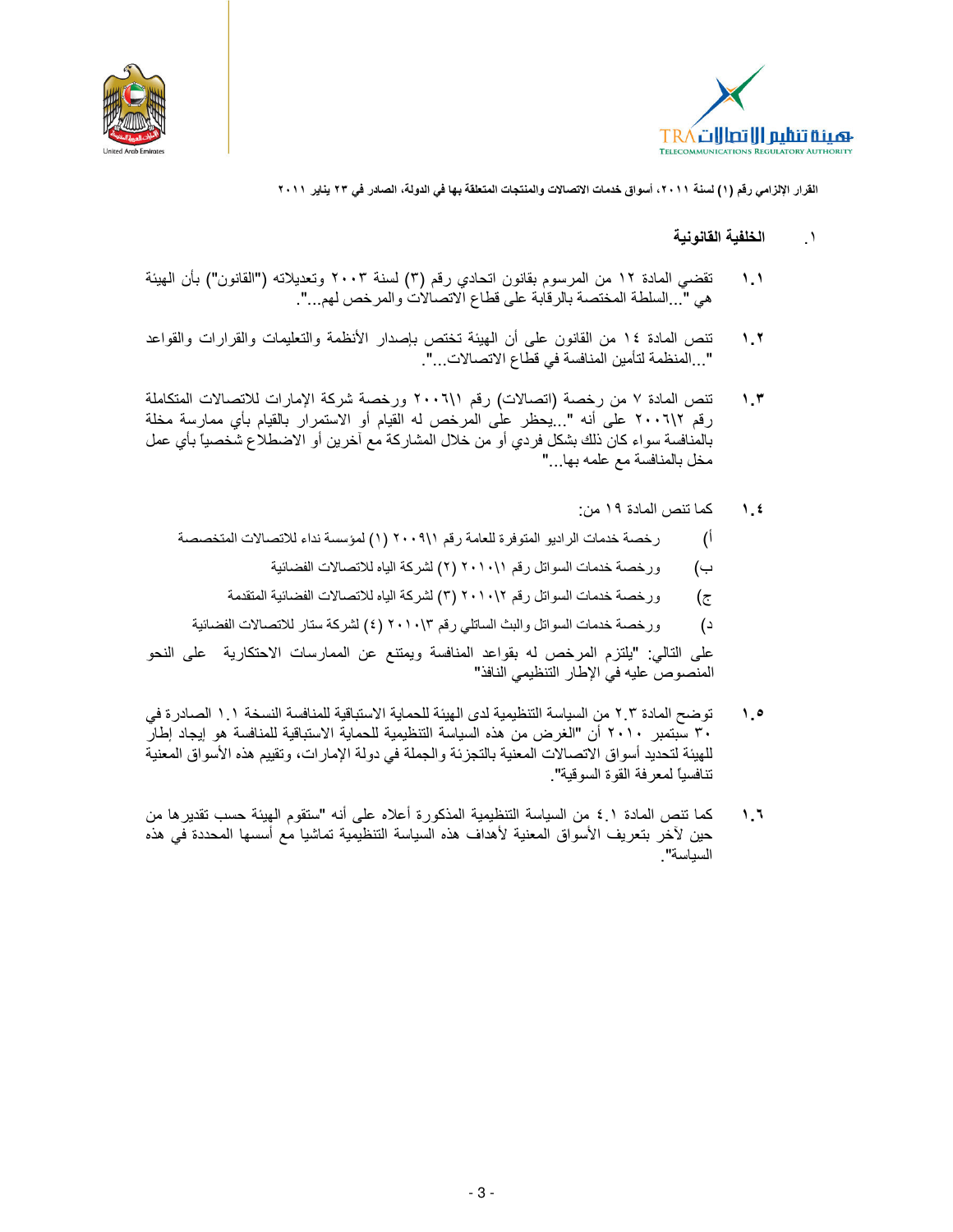## ١. الخلفية القانونية

١.١ تقضي المادة ١٢ من المرسوم بقانون اتحادي رقم (٣) لسنة ٢٠٠٣ وتعديلاته ("القانون") بأن الهيئة هي "...السلطة المختصة بالرقابة على قطاع الاتصالات والمرخص لهم...".

١.٢ تنص المادة ١٤ من القانون على أن الهيئة تختص بإصدار الأنظمة والتعليمات والقرارات والقواعد "...المنظمة لتأمين المنافسة في قطاع الاتصالات...".

١.٣ تنص المادة ٧ من رخصة (اتصالات) رقم ٢٠٠٦\١ ورخصة شركة الإمارات للاتصالات المتكاملة رقم ٢٠٠٦\٢ على أنه "...يحظر على المرخص له القيام أو الاستمرار بالقيام بأي ممارسة مخلة بالمنافسة سواء كان ذلك بشكل فردي أو من خلال المشاركة مع آخرين أو الاضطلاع شخصياً بأي عمل مخل بالمنافسة مع علمه بها..."

١.٤ كما تنص المادة ١٩ من:

أ) رخصة خدمات الراديو المتوفرة للعامة رقم ٢٠٠٩\١ (١) لمؤسسة نداء للاتصالات المتخصصة

ب) ورخصة خدمات السواتل رقم ٢٠١٠\١ (٢) لشركة الياه للاتصالات الفضائية

ج) ورخصة خدمات السواتل رقم ٢٠١٠\٢ (٣) لشركة الياه للاتصالات الفضائية المتقدمة

د) ورخصة خدمات السواتل والبث الساتلي رقم ٢٠١٠\٣ (٤) لشركة ستار للاتصالات الفضائية

على التالي: "يلتزم المرخص له بقواعد المنافسة ويمتنع عن الممارسات الاحتكارية على النحو المنصوص عليه في الإطار التنظيمي النافذ"

١.٥ توضح المادة ٢.٣ من السياسة التنظيمية لدى الهيئة للحماية الاستباقية للمنافسة النسخة ١.١ الصادرة في ٣٠ سبتمبر ٢٠١٠ أن "الغرض من هذه السياسة التنظيمية للحماية الاستباقية للمنافسة هو إيجاد إطار للهيئة لتحديد أسواق الاتصالات المعنية بالتجزئة والجملة في دولة الإمارات، وتقييم هذه الأسواق المعنية تنافسياً لمعرفة القوة السوقية".

١.٦ كما تنص المادة ٤.١ من السياسة التنظيمية المذكورة أعلاه على أنه "ستقوم الهيئة حسب تقديرها من حين لآخر بتعريف الأسواق المعنية لأهداف هذه السياسة التنظيمية تماشيا مع أسسها المحددة في هذه السياسة".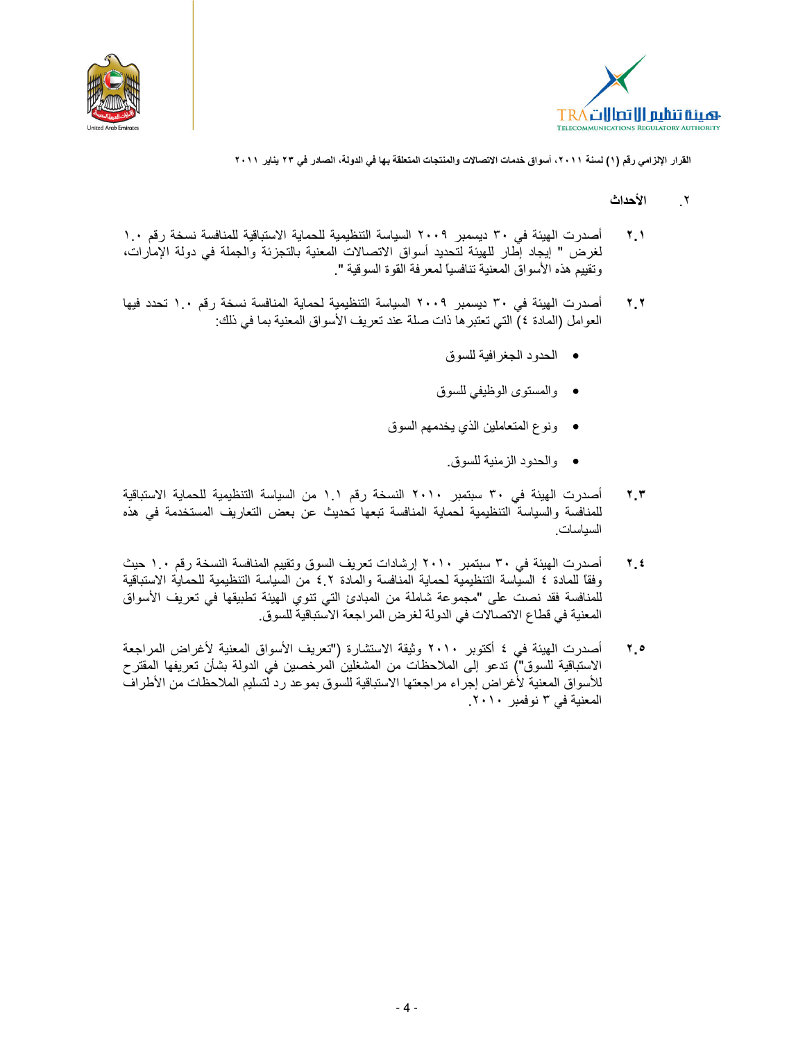## ٢. الأحداث

**٢.١** أصدرت الهيئة في ٣٠ ديسمبر ٢٠٠٩ السياسة التنظيمية للحماية الاستباقية للمنافسة نسخة رقم ١.٠ لغرض " إيجاد إطار للهيئة لتحديد أسواق الاتصالات المعنية بالتجزئة والجملة في دولة الإمارات، وتقييم هذه الأسواق المعنية تنافسياً لمعرفة القوة السوقية ".

**٢.٢** أصدرت الهيئة في ٣٠ ديسمبر ٢٠٠٩ السياسة التنظيمية لحماية المنافسة نسخة رقم ١.٠ تحدد فيها العوامل (المادة ٤) التي تعتبرها ذات صلة عند تعريف الأسواق المعنية بما في ذلك:

- الحدود الجغرافية للسوق
- والمستوى الوظيفي للسوق
- ونوع المتعاملين الذي يخدمهم السوق
- والحدود الزمنية للسوق.

**٢.٣** أصدرت الهيئة في ٣٠ سبتمبر ٢٠١٠ النسخة رقم ١.١ من السياسة التنظيمية للحماية الاستباقية للمنافسة والسياسة التنظيمية لحماية المنافسة تبعها تحديث عن بعض التعاريف المستخدمة في هذه السياسات.

**٢.٤** أصدرت الهيئة في ٣٠ سبتمبر ٢٠١٠ إرشادات تعريف السوق وتقييم المنافسة النسخة رقم ١.٠ حيث وفقاً للمادة ٤ السياسة التنظيمية لحماية المنافسة والمادة ٤.٢ من السياسة التنظيمية للحماية الاستباقية للمنافسة فقد نصت على "مجموعة شاملة من المبادئ التي تنوي الهيئة تطبيقها في تعريف الأسواق المعنية في قطاع الاتصالات في الدولة لغرض المراجعة الاستباقية للسوق.

**٢.٥** أصدرت الهيئة في ٤ أكتوبر ٢٠١٠ وثيقة الاستشارة ("تعريف الأسواق المعنية لأغراض المراجعة الاستباقية للسوق") تدعو إلى الملاحظات من المشغلين المرخصين في الدولة بشأن تعريفها المقترح للأسواق المعنية لأغراض إجراء مراجعتها الاستباقية للسوق بموعد رد لتسليم الملاحظات من الأطراف المعنية في ٣ نوفمبر ٢٠١٠.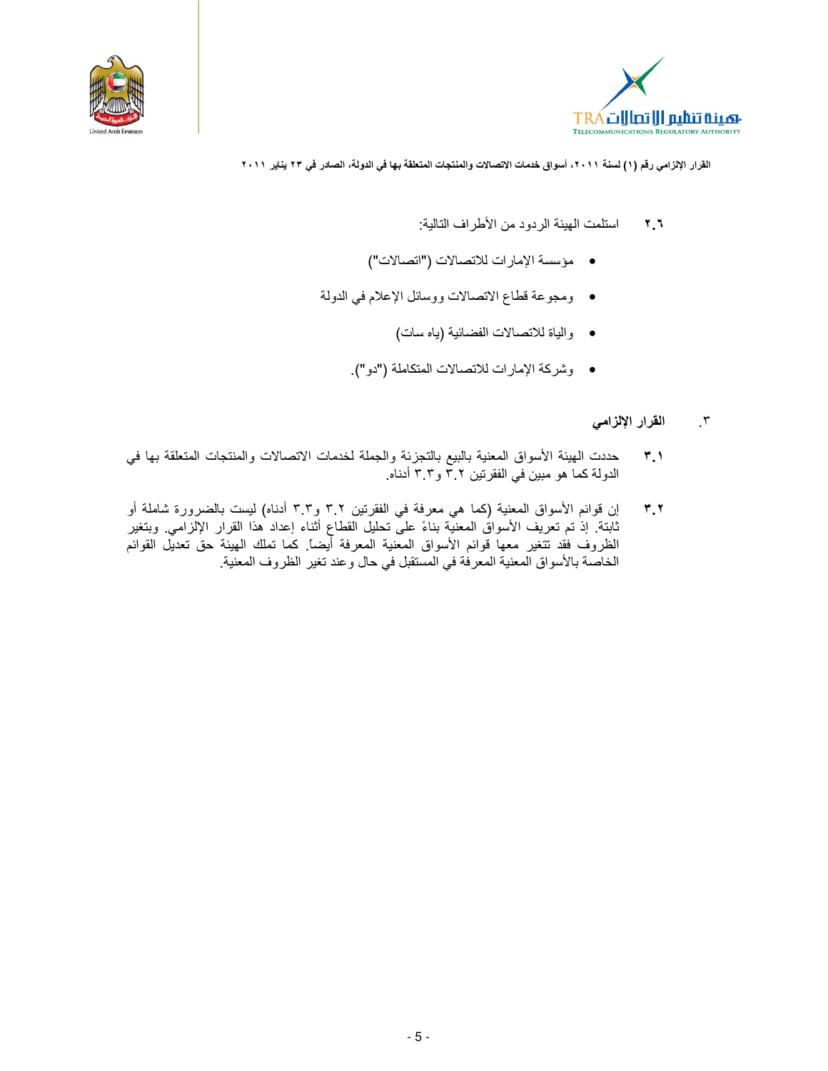٢.٦ استلمت الهيئة الردود من الأطراف التالية:

- مؤسسة الإمارات للاتصالات ("اتصالات")
- ومجوعة قطاع الاتصالات ووسائل الإعلام في الدولة
- والياة للاتصالات الفضائية (ياه سات)
- وشركة الإمارات للاتصالات المتكاملة ("دو").

## ٣. القرار الإلزامي

٣.١ حددت الهيئة الأسواق المعنية بالبيع بالتجزئة والجملة لخدمات الاتصالات والمنتجات المتعلقة بها في الدولة كما هو مبين في الفقرتين ٣.٢ و٣.٣ أدناه.

٣.٢ إن قوائم الأسواق المعنية (كما هي معرفة في الفقرتين ٣.٢ و٣.٣ أدناه) ليست بالضرورة شاملة أو ثابتة. إذ تم تعريف الأسواق المعنية بناءً على تحليل القطاع أثناء إعداد هذا القرار الإلزامي. وبتغير الظروف فقد تتغير معها قوائم الأسواق المعنية المعرفة أيضاً. كما تملك الهيئة حق تعديل القوائم الخاصة بالأسواق المعنية المعرفة في المستقبل في حال وعند تغير الظروف المعنية.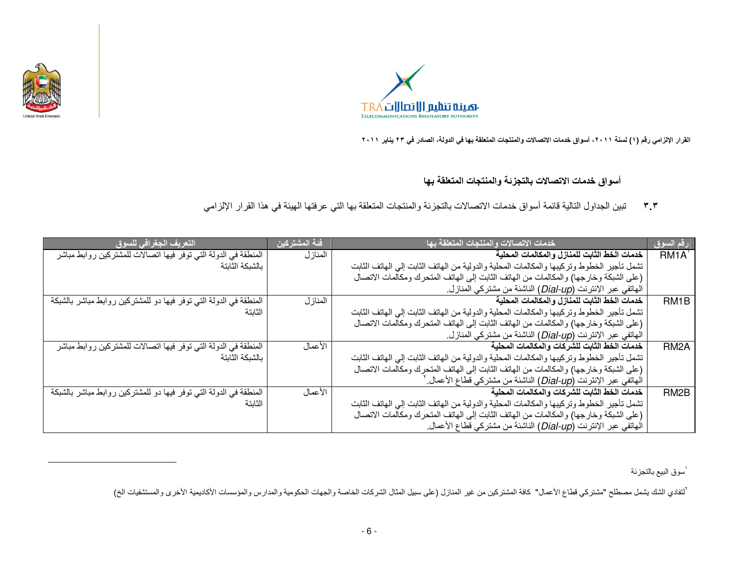القرار الإلزامي رقم (١) لسنة ٢٠١١، أسواق خدمات الاتصالات والمنتجات المتعلقة بها في الدولة، الصادر في ٢٣ يناير ٢٠١١

## أسواق خدمات الاتصالات بالتجزئة والمنتجات المتعلقة بها

٣.٣ تبين الجداول التالية قائمة أسواق خدمات الاتصالات بالتجزئة والمنتجات المتعلقة بها التي عرفتها الهيئة في هذا القرار الإلزامي

| رقم السوق | خدمات الاتصالات والمنتجات المتعلقة بها | فئة المشتركين | التعريف الجغرافي للسوق |
|---|---|---|---|
| RM1A[1] | **خدمات الخط الثابت للمنازل والمكالمات المحلية** تشمل تأجير الخطوط وتركيبها والمكالمات المحلية والدولية من الهاتف الثابت إلي الهاتف الثابت (على الشبكة وخارجها) والمكالمات من الهاتف الثابت إلى الهاتف المتحرك ومكالمات الاتصال الهاتفي عبر الإنترنت (*Dial-up*) الناشئة من مشتركي المنازل. | المنازل | المنطقة في الدولة التي توفر فيها اتصالات للمشتركين روابط مباشر بالشبكة الثابتة |
| RM1B | **خدمات الخط الثابت للمنازل والمكالمات المحلية** تشمل تأجير الخطوط وتركيبها والمكالمات المحلية والدولية من الهاتف الثابت إلي الهاتف الثابت (على الشبكة وخارجها) والمكالمات من الهاتف الثابت إلى الهاتف المتحرك ومكالمات الاتصال الهاتفي عبر الإنترنت (*Dial-up*) الناشئة من مشتركي المنازل. | المنازل | المنطقة في الدولة التي توفر فيها دو للمشتركين روابط مباشر بالشبكة الثابتة |
| RM2A | **خدمات الخط الثابت للشركات والمكالمات المحلية** تشمل تأجير الخطوط وتركيبها والمكالمات المحلية والدولية من الهاتف الثابت إلي الهاتف الثابت (على الشبكة وخارجها) والمكالمات من الهاتف الثابت إلى الهاتف المتحرك ومكالمات الاتصال الهاتفي عبر الإنترنت (*Dial-up*) الناشئة من مشتركي قطاع الأعمال.[2] | الأعمال | المنطقة في الدولة التي توفر فيها اتصالات للمشتركين روابط مباشر بالشبكة الثابتة |
| RM2B | **خدمات الخط الثابت للشركات والمكالمات المحلية** تشمل تأجير الخطوط وتركيبها والمكالمات المحلية والدولية من الهاتف الثابت إلي الهاتف الثابت (على الشبكة وخارجها) والمكالمات من الهاتف الثابت إلى الهاتف المتحرك ومكالمات الاتصال الهاتفي عبر الإنترنت (*Dial-up*) الناشئة من مشتركي قطاع الأعمال. | الأعمال | المنطقة في الدولة التي توفر فيها دو للمشتركين روابط مباشر بالشبكة الثابتة |

---

[1] سوق البيع بالتجزئة

[2] لتفادي الشك يشمل مصطلح "مشتركي قطاع الأعمال" كافة المشتركين من غير المنازل (على سبيل المثال الشركات الخاصة والجهات الحكومية والمدارس والمؤسسات الأكاديمية الأخرى والمستشفيات الخ)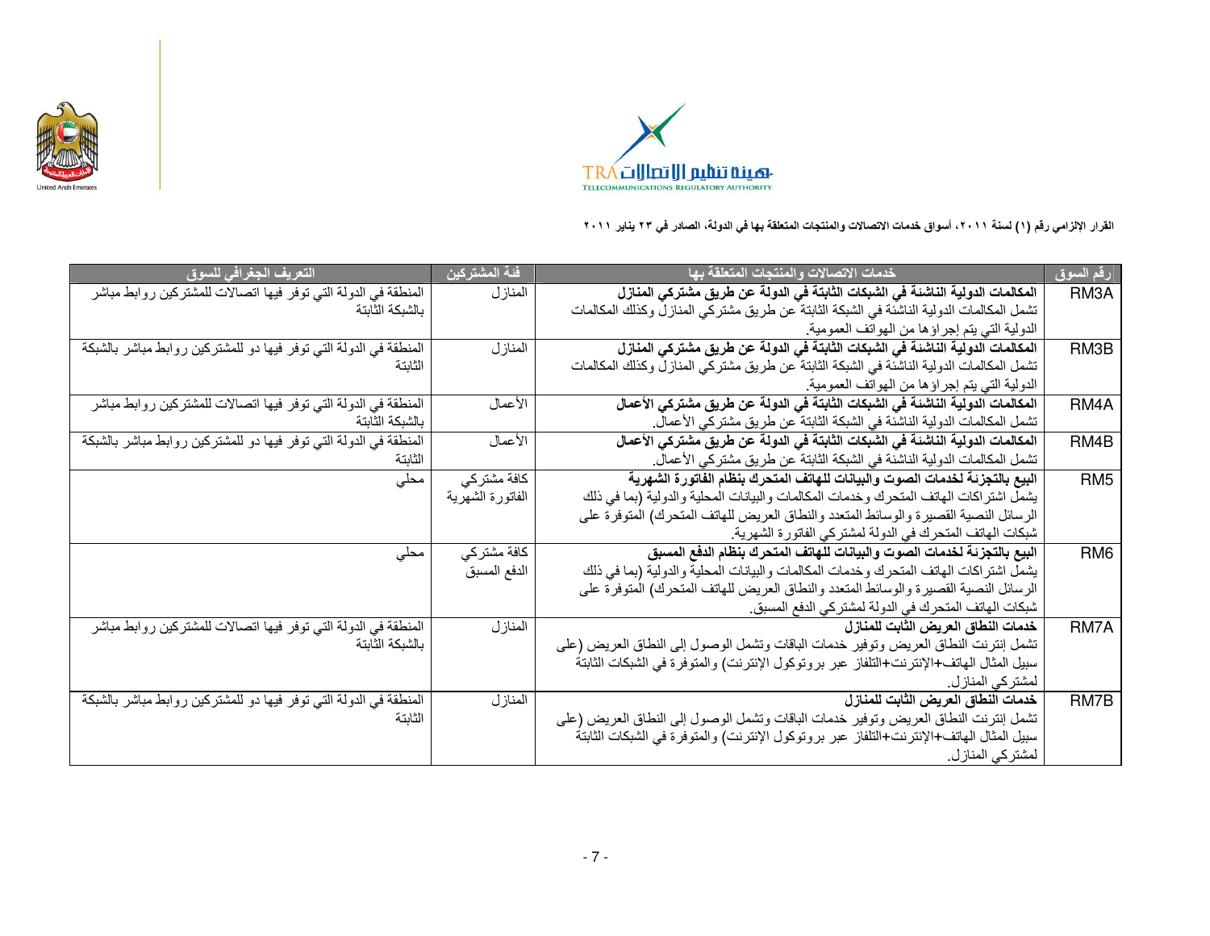القرار الإلزامي رقم (١) لسنة ٢٠١١، أسواق خدمات الاتصالات والمنتجات المتعلقة بها في الدولة، الصادر في ٢٣ يناير ٢٠١١

| رقم السوق | خدمات الاتصالات والمنتجات المتعلقة بها | فئة المشتركين | التعريف الجغرافي للسوق |
|---|---|---|---|
| RM3A | **المكالمات الدولية الناشئة في الشبكات الثابتة في الدولة عن طريق مشتركي المنازل** تشمل المكالمات الدولية الناشئة في الشبكة الثابتة عن طريق مشتركي المنازل وكذلك المكالمات الدولية التي يتم إجراؤها من الهواتف العمومية. | المنازل | المنطقة في الدولة التي توفر فيها اتصالات للمشتركين روابط مباشر بالشبكة الثابتة |
| RM3B | **المكالمات الدولية الناشئة في الشبكات الثابتة في الدولة عن طريق مشتركي المنازل** تشمل المكالمات الدولية الناشئة في الشبكة الثابتة عن طريق مشتركي المنازل وكذلك المكالمات الدولية التي يتم إجراؤها من الهواتف العمومية. | المنازل | المنطقة في الدولة التي توفر فيها دو للمشتركين روابط مباشر بالشبكة الثابتة |
| RM4A | **المكالمات الدولية الناشئة في الشبكات الثابتة في الدولة عن طريق مشتركي الأعمال** تشمل المكالمات الدولية الناشئة في الشبكة الثابتة عن طريق مشتركي الأعمال. | الأعمال | المنطقة في الدولة التي توفر فيها اتصالات للمشتركين روابط مباشر بالشبكة الثابتة |
| RM4B | **المكالمات الدولية الناشئة في الشبكات الثابتة في الدولة عن طريق مشتركي الأعمال** تشمل المكالمات الدولية الناشئة في الشبكة الثابتة عن طريق مشتركي الأعمال. | الأعمال | المنطقة في الدولة التي توفر فيها دو للمشتركين روابط مباشر بالشبكة الثابتة |
| RM5 | **البيع بالتجزئة لخدمات الصوت والبيانات للهاتف المتحرك بنظام الفاتورة الشهرية** يشمل اشتراكات الهاتف المتحرك وخدمات المكالمات والبيانات المحلية والدولية (بما في ذلك الرسائل النصية القصيرة والوسائط المتعدد والنطاق العريض للهاتف المتحرك) المتوفرة على شبكات الهاتف المتحرك في الدولة لمشتركي الفاتورة الشهرية. | كافة مشتركي الفاتورة الشهرية | محلي |
| RM6 | **البيع بالتجزئة لخدمات الصوت والبيانات للهاتف المتحرك بنظام الدفع المسبق** يشمل اشتراكات الهاتف المتحرك وخدمات المكالمات والبيانات المحلية والدولية (بما في ذلك الرسائل النصية القصيرة والوسائط المتعدد والنطاق العريض للهاتف المتحرك) المتوفرة على شبكات الهاتف المتحرك في الدولة لمشتركي الدفع المسبق. | كافة مشتركي الدفع المسبق | محلي |
| RM7A | **خدمات النطاق العريض الثابت للمنازل** تشمل إنترنت النطاق العريض وتوفير خدمات الباقات وتشمل الوصول إلى النطاق العريض (على سبيل المثال الهاتف+الإنترنت+التلفاز عبر بروتوكول الإنترنت) والمتوفرة في الشبكات الثابتة لمشتركي المنازل. | المنازل | المنطقة في الدولة التي توفر فيها اتصالات للمشتركين روابط مباشر بالشبكة الثابتة |
| RM7B | **خدمات النطاق العريض الثابت للمنازل** تشمل إنترنت النطاق العريض وتوفير خدمات الباقات وتشمل الوصول إلى النطاق العريض (على سبيل المثال الهاتف+الإنترنت+التلفاز عبر بروتوكول الإنترنت) والمتوفرة في الشبكات الثابتة لمشتركي المنازل. | المنازل | المنطقة في الدولة التي توفر فيها دو للمشتركين روابط مباشر بالشبكة الثابتة |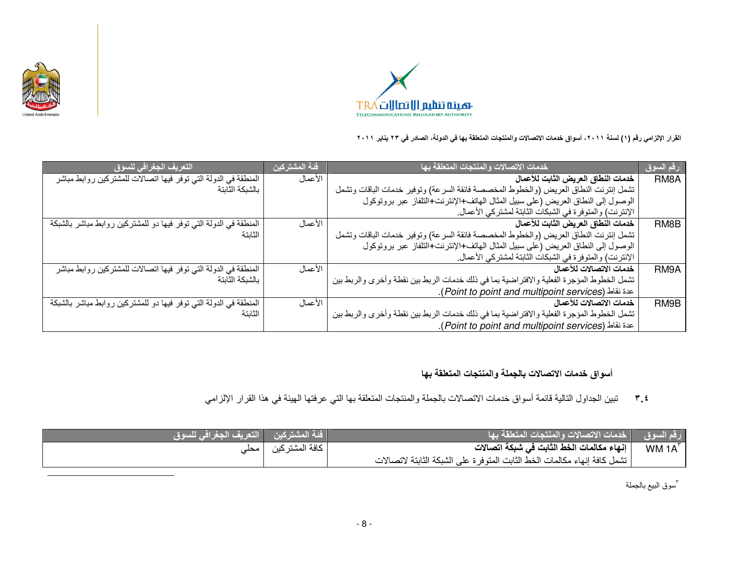القرار الإلزامي رقم (١) لسنة ٢٠١١، أسواق خدمات الاتصالات والمنتجات المتعلقة بها في الدولة، الصادر في ٢٣ يناير ٢٠١١

| رقم السوق | خدمات الاتصالات والمنتجات المتعلقة بها | فئة المشتركين | التعريف الجغرافي للسوق |
|---|---|---|---|
| RM8A | **خدمات النطاق العريض الثابت للأعمال** تشمل إنترنت النطاق العريض (والخطوط المخصصة فائقة السرعة) وتوفير خدمات الباقات وتشمل الوصول إلى النطاق العريض (على سبيل المثال الهاتف+الإنترنت+التلفاز عبر بروتوكول الإنترنت) والمتوفرة في الشبكات الثابتة لمشتركي الأعمال. | الأعمال | المنطقة في الدولة التي توفر فيها اتصالات للمشتركين روابط مباشر بالشبكة الثابتة |
| RM8B | **خدمات النطاق العريض الثابت للأعمال** تشمل إنترنت النطاق العريض (والخطوط المخصصة فائقة السرعة) وتوفير خدمات الباقات وتشمل الوصول إلى النطاق العريض (على سبيل المثال الهاتف+الإنترنت+التلفاز عبر بروتوكول الإنترنت) والمتوفرة في الشبكات الثابتة لمشتركي الأعمال. | الأعمال | المنطقة في الدولة التي توفر فيها دو للمشتركين روابط مباشر بالشبكة الثابتة |
| RM9A | **خدمات الاتصالات للأعمال** تشمل الخطوط المؤجرة الفعلية والافتراضية بما في ذلك خدمات الربط بين نقطة وأخرى والربط بين عدة نقاط (*Point to point and multipoint services*). | الأعمال | المنطقة في الدولة التي توفر فيها اتصالات للمشتركين روابط مباشر بالشبكة الثابتة |
| RM9B | **خدمات الاتصالات للأعمال** تشمل الخطوط المؤجرة الفعلية والافتراضية بما في ذلك خدمات الربط بين نقطة وأخرى والربط بين عدة نقاط (*Point to point and multipoint services*). | الأعمال | المنطقة في الدولة التي توفر فيها دو للمشتركين روابط مباشر بالشبكة الثابتة |

## أسواق خدمات الاتصالات بالجملة والمنتجات المتعلقة بها

٣.٤ تبين الجداول التالية قائمة أسواق خدمات الاتصالات بالجملة والمنتجات المتعلقة بها التي عرفتها الهيئة في هذا القرار الإلزامي

| رقم السوق | خدمات الاتصالات والمنتجات المتعلقة بها | فئة المشتركين | التعريف الجغرافي للسوق |
|---|---|---|---|
| WM 1A[٣] | **إنهاء مكالمات الخط الثابت في شبكة اتصالات** تشمل كافة إنهاء مكالمات الخط الثابت المتوفرة على الشبكة الثابتة لاتصالات | كافة المشتركين | محلي |

[٣] سوق البيع بالجملة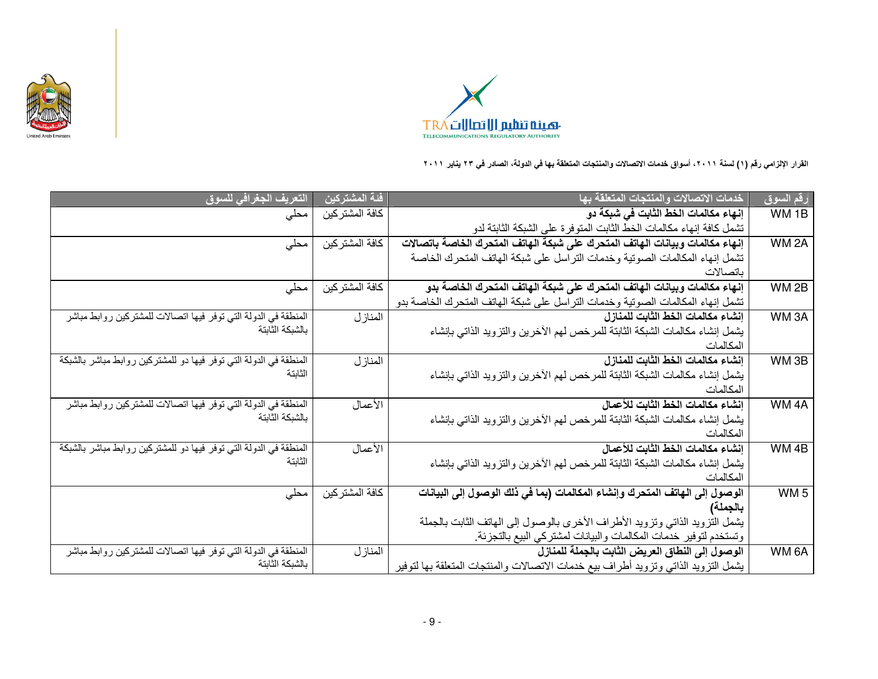القرار الإلزامي رقم (١) لسنة ٢٠١١، أسواق خدمات الاتصالات والمنتجات المتعلقة بها في الدولة، الصادر في ٢٣ يناير ٢٠١١

| رقم السوق | خدمات الاتصالات والمنتجات المتعلقة بها | فئة المشتركين | التعريف الجغرافي للسوق |
|---|---|---|---|
| WM 1B | **إنهاء مكالمات الخط الثابت في شبكة دو**<br>تشمل كافة إنهاء مكالمات الخط الثابت المتوفرة على الشبكة الثابتة لدو | كافة المشتركين | محلي |
| WM 2A | **إنهاء مكالمات وبيانات الهاتف المتحرك على شبكة الهاتف المتحرك الخاصة باتصالات**<br>تشمل إنهاء المكالمات الصوتية وخدمات التراسل على شبكة الهاتف المتحرك الخاصة باتصالات | كافة المشتركين | محلي |
| WM 2B | **إنهاء مكالمات وبيانات الهاتف المتحرك على شبكة الهاتف المتحرك الخاصة بدو**<br>تشمل إنهاء المكالمات الصوتية وخدمات التراسل على شبكة الهاتف المتحرك الخاصة بدو | كافة المشتركين | محلي |
| WM 3A | **إنشاء مكالمات الخط الثابت للمنازل**<br>يشمل إنشاء مكالمات الشبكة الثابتة للمرخص لهم الآخرين والتزويد الذاتي بإنشاء المكالمات | المنازل | المنطقة في الدولة التي توفر فيها اتصالات للمشتركين روابط مباشر بالشبكة الثابتة |
| WM 3B | **إنشاء مكالمات الخط الثابت للمنازل**<br>يشمل إنشاء مكالمات الشبكة الثابتة للمرخص لهم الآخرين والتزويد الذاتي بإنشاء المكالمات | المنازل | المنطقة في الدولة التي توفر فيها دو للمشتركين روابط مباشر بالشبكة الثابتة |
| WM 4A | **إنشاء مكالمات الخط الثابت للأعمال**<br>يشمل إنشاء مكالمات الشبكة الثابتة للمرخص لهم الآخرين والتزويد الذاتي بإنشاء المكالمات | الأعمال | المنطقة في الدولة التي توفر فيها اتصالات للمشتركين روابط مباشر بالشبكة الثابتة |
| WM 4B | **إنشاء مكالمات الخط الثابت للأعمال**<br>يشمل إنشاء مكالمات الشبكة الثابتة للمرخص لهم الآخرين والتزويد الذاتي بإنشاء المكالمات | الأعمال | المنطقة في الدولة التي توفر فيها دو للمشتركين روابط مباشر بالشبكة الثابتة |
| WM 5 | **الوصول إلى الهاتف المتحرك وإنشاء المكالمات (بما في ذلك الوصول إلى البيانات بالجملة)**<br>يشمل التزويد الذاتي وتزويد الأطراف الأخرى بالوصول إلى الهاتف الثابت بالجملة وتستخدم لتوفير خدمات المكالمات والبيانات لمشتركي البيع بالتجزئة. | كافة المشتركين | محلي |
| WM 6A | **الوصول إلى النطاق العريض الثابت بالجملة للمنازل**<br>يشمل التزويد الذاتي وتزويد أطراف بيع خدمات الاتصالات والمنتجات المتعلقة بها لتوفير | المنازل | المنطقة في الدولة التي توفر فيها اتصالات للمشتركين روابط مباشر بالشبكة الثابتة |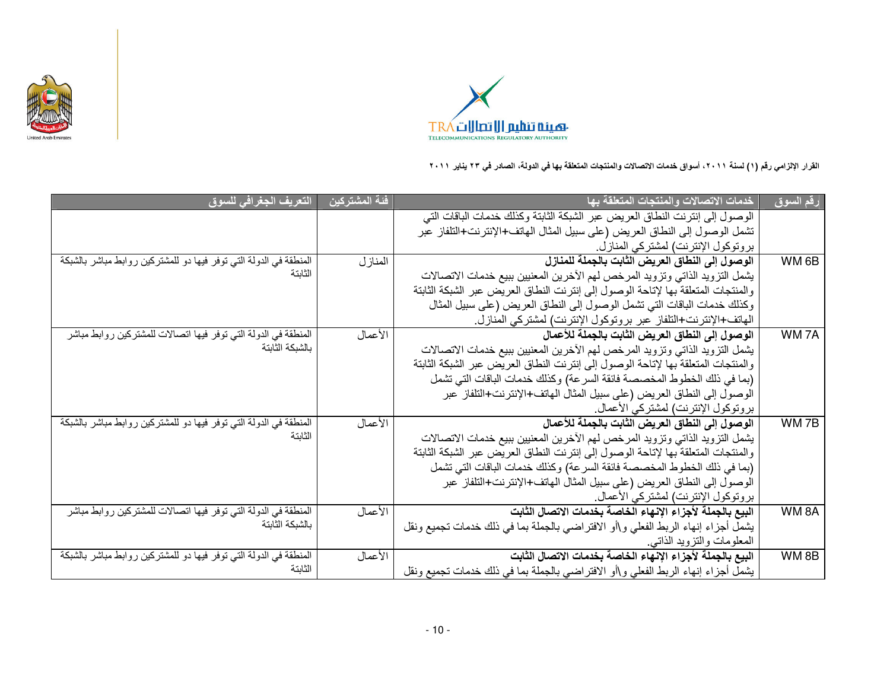القرار الإلزامي رقم (١) لسنة ٢٠١١، أسواق خدمات الاتصالات والمنتجات المتعلقة بها في الدولة، الصادر في ٢٣ يناير ٢٠١١

| رقم السوق | خدمات الاتصالات والمنتجات المتعلقة بها | فئة المشتركين | التعريف الجغرافي للسوق |
|---|---|---|---|
| | الوصول إلى إنترنت النطاق العريض عبر الشبكة الثابتة وكذلك خدمات الباقات التي تشمل الوصول إلى النطاق العريض (على سبيل المثال الهاتف+الإنترنت+التلفاز عبر بروتوكول الإنترنت) لمشتركي المنازل. | | |
| WM 6B | **الوصول إلى النطاق العريض الثابت بالجملة للمنازل** يشمل التزويد الذاتي وتزويد المرخص لهم الآخرين المعنيين ببيع خدمات الاتصالات والمنتجات المتعلقة بها لإتاحة الوصول إلى إنترنت النطاق العريض عبر الشبكة الثابتة وكذلك خدمات الباقات التي تشمل الوصول إلى النطاق العريض (على سبيل المثال الهاتف+الإنترنت+التلفاز عبر بروتوكول الإنترنت) لمشتركي المنازل. | المنازل | المنطقة في الدولة التي توفر فيها دو للمشتركين روابط مباشر بالشبكة الثابتة |
| WM 7A | **الوصول إلى النطاق العريض الثابت بالجملة للأعمال** يشمل التزويد الذاتي وتزويد المرخص لهم الآخرين المعنيين ببيع خدمات الاتصالات والمنتجات المتعلقة بها لإتاحة الوصول إلى إنترنت النطاق العريض عبر الشبكة الثابتة (بما في ذلك الخطوط المخصصة فائقة السرعة) وكذلك خدمات الباقات التي تشمل الوصول إلى النطاق العريض (على سبيل المثال الهاتف+الإنترنت+التلفاز عبر بروتوكول الإنترنت) لمشتركي الأعمال. | الأعمال | المنطقة في الدولة التي توفر فيها اتصالات للمشتركين روابط مباشر بالشبكة الثابتة |
| WM 7B | **الوصول إلى النطاق العريض الثابت بالجملة للأعمال** يشمل التزويد الذاتي وتزويد المرخص لهم الآخرين المعنيين ببيع خدمات الاتصالات والمنتجات المتعلقة بها لإتاحة الوصول إلى إنترنت النطاق العريض عبر الشبكة الثابتة (بما في ذلك الخطوط المخصصة فائقة السرعة) وكذلك خدمات الباقات التي تشمل الوصول إلى النطاق العريض (على سبيل المثال الهاتف+الإنترنت+التلفاز عبر بروتوكول الإنترنت) لمشتركي الأعمال. | الأعمال | المنطقة في الدولة التي توفر فيها دو للمشتركين روابط مباشر بالشبكة الثابتة |
| WM 8A | **البيع بالجملة لأجزاء الإنهاء الخاصة بخدمات الاتصال الثابت** يشمل أجزاء إنهاء الربط الفعلي و\أو الافتراضي بالجملة بما في ذلك خدمات تجميع ونقل المعلومات والتزويد الذاتي. | الأعمال | المنطقة في الدولة التي توفر فيها اتصالات للمشتركين روابط مباشر بالشبكة الثابتة |
| WM 8B | **البيع بالجملة لأجزاء الإنهاء الخاصة بخدمات الاتصال الثابت** يشمل أجزاء إنهاء الربط الفعلي و\أو الافتراضي بالجملة بما في ذلك خدمات تجميع ونقل | الأعمال | المنطقة في الدولة التي توفر فيها دو للمشتركين روابط مباشر بالشبكة الثابتة |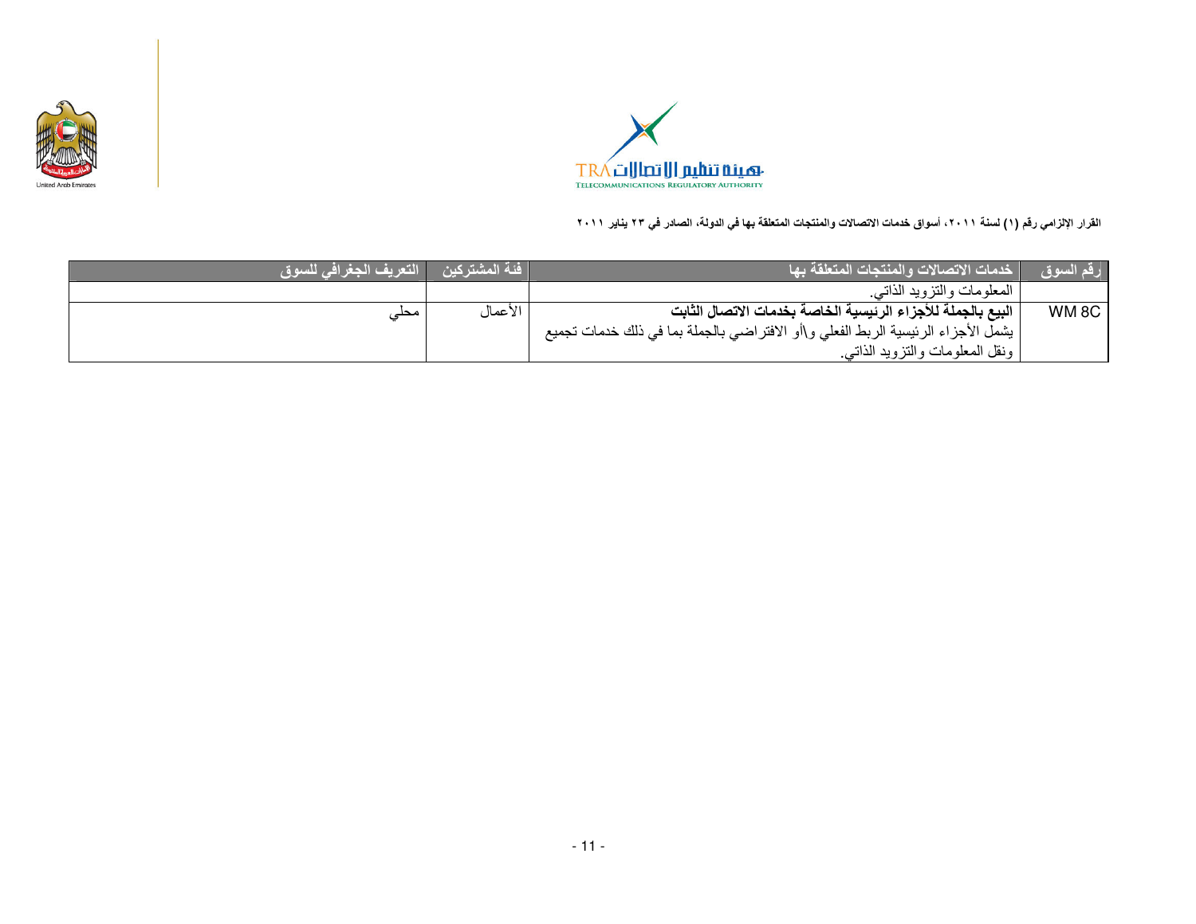القرار الإلزامي رقم (١) لسنة ٢٠١١، أسواق خدمات الاتصالات والمنتجات المتعلقة بها في الدولة، الصادر في ٢٣ يناير ٢٠١١

| رقم السوق | خدمات الاتصالات والمنتجات المتعلقة بها | فئة المشتركين | التعريف الجغرافي للسوق |
|---|---|---|---|
| | المعلومات والتزويد الذاتي. | | |
| WM 8C | **البيع بالجملة للأجزاء الرئيسية الخاصة بخدمات الاتصال الثابت**<br>يشمل الأجزاء الرئيسية الربط الفعلي و/أو الافتراضي بالجملة بما في ذلك خدمات تجميع ونقل المعلومات والتزويد الذاتي. | الأعمال | محلي |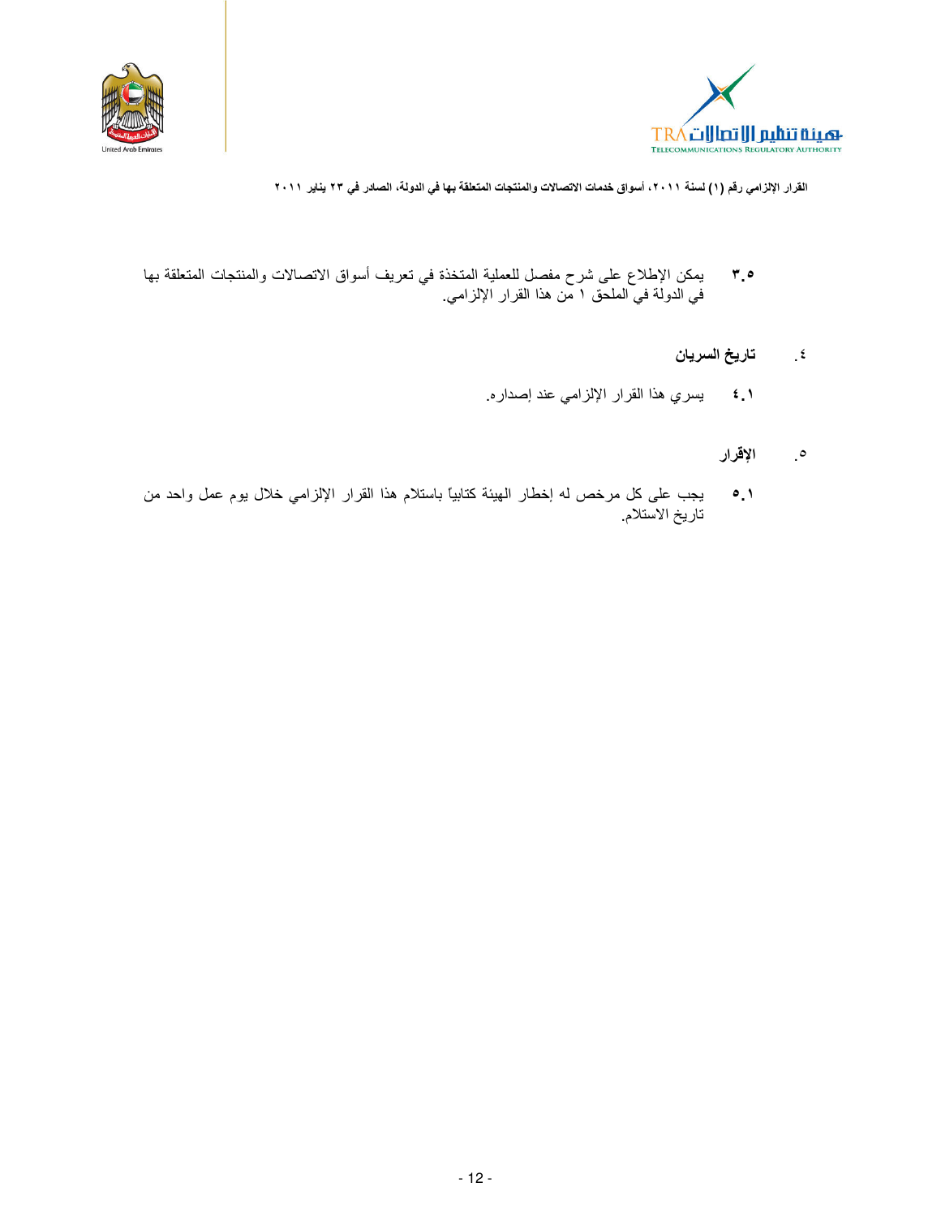٣.٥ يمكن الإطلاع على شرح مفصل للعملية المتخذة في تعريف أسواق الاتصالات والمنتجات المتعلقة بها في الدولة في الملحق ١ من هذا القرار الإلزامي.

## ٤. تاريخ السريان

٤.١ يسري هذا القرار الإلزامي عند إصداره.

## ٥. الإقرار

٥.١ يجب على كل مرخص له إخطار الهيئة كتابياً باستلام هذا القرار الإلزامي خلال يوم عمل واحد من تاريخ الاستلام.